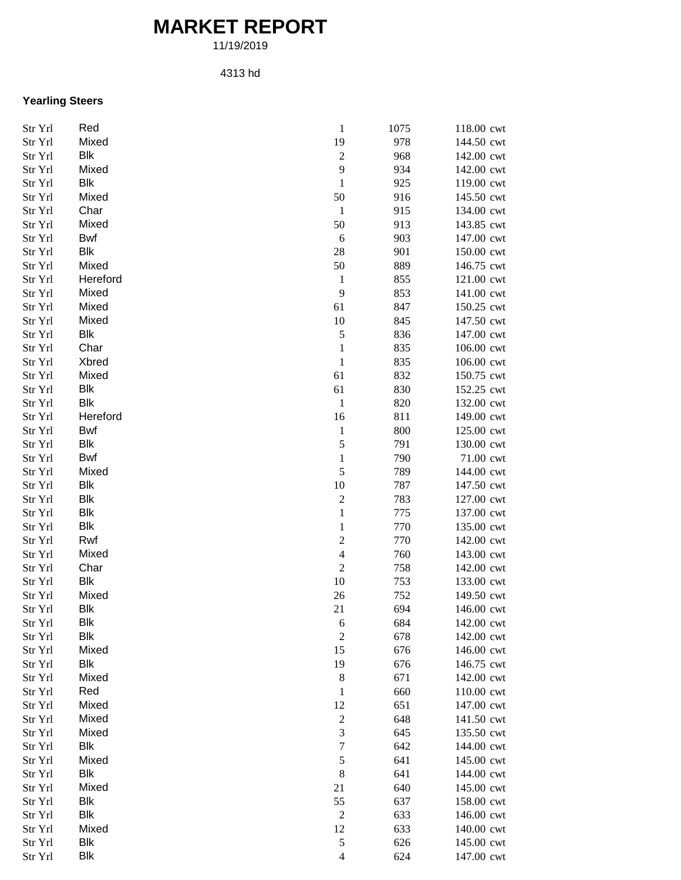# MARKET REPORT

11/19/2019

4313 hd

**Yearling Steers**

| | | | | |
|---|---|---|---|---|
| Str Yrl | Red | 1 | 1075 | 118.00 cwt |
| Str Yrl | Mixed | 19 | 978 | 144.50 cwt |
| Str Yrl | Blk | 2 | 968 | 142.00 cwt |
| Str Yrl | Mixed | 9 | 934 | 142.00 cwt |
| Str Yrl | Blk | 1 | 925 | 119.00 cwt |
| Str Yrl | Mixed | 50 | 916 | 145.50 cwt |
| Str Yrl | Char | 1 | 915 | 134.00 cwt |
| Str Yrl | Mixed | 50 | 913 | 143.85 cwt |
| Str Yrl | Bwf | 6 | 903 | 147.00 cwt |
| Str Yrl | Blk | 28 | 901 | 150.00 cwt |
| Str Yrl | Mixed | 50 | 889 | 146.75 cwt |
| Str Yrl | Hereford | 1 | 855 | 121.00 cwt |
| Str Yrl | Mixed | 9 | 853 | 141.00 cwt |
| Str Yrl | Mixed | 61 | 847 | 150.25 cwt |
| Str Yrl | Mixed | 10 | 845 | 147.50 cwt |
| Str Yrl | Blk | 5 | 836 | 147.00 cwt |
| Str Yrl | Char | 1 | 835 | 106.00 cwt |
| Str Yrl | Xbred | 1 | 835 | 106.00 cwt |
| Str Yrl | Mixed | 61 | 832 | 150.75 cwt |
| Str Yrl | Blk | 61 | 830 | 152.25 cwt |
| Str Yrl | Blk | 1 | 820 | 132.00 cwt |
| Str Yrl | Hereford | 16 | 811 | 149.00 cwt |
| Str Yrl | Bwf | 1 | 800 | 125.00 cwt |
| Str Yrl | Blk | 5 | 791 | 130.00 cwt |
| Str Yrl | Bwf | 1 | 790 | 71.00 cwt |
| Str Yrl | Mixed | 5 | 789 | 144.00 cwt |
| Str Yrl | Blk | 10 | 787 | 147.50 cwt |
| Str Yrl | Blk | 2 | 783 | 127.00 cwt |
| Str Yrl | Blk | 1 | 775 | 137.00 cwt |
| Str Yrl | Blk | 1 | 770 | 135.00 cwt |
| Str Yrl | Rwf | 2 | 770 | 142.00 cwt |
| Str Yrl | Mixed | 4 | 760 | 143.00 cwt |
| Str Yrl | Char | 2 | 758 | 142.00 cwt |
| Str Yrl | Blk | 10 | 753 | 133.00 cwt |
| Str Yrl | Mixed | 26 | 752 | 149.50 cwt |
| Str Yrl | Blk | 21 | 694 | 146.00 cwt |
| Str Yrl | Blk | 6 | 684 | 142.00 cwt |
| Str Yrl | Blk | 2 | 678 | 142.00 cwt |
| Str Yrl | Mixed | 15 | 676 | 146.00 cwt |
| Str Yrl | Blk | 19 | 676 | 146.75 cwt |
| Str Yrl | Mixed | 8 | 671 | 142.00 cwt |
| Str Yrl | Red | 1 | 660 | 110.00 cwt |
| Str Yrl | Mixed | 12 | 651 | 147.00 cwt |
| Str Yrl | Mixed | 2 | 648 | 141.50 cwt |
| Str Yrl | Mixed | 3 | 645 | 135.50 cwt |
| Str Yrl | Blk | 7 | 642 | 144.00 cwt |
| Str Yrl | Mixed | 5 | 641 | 145.00 cwt |
| Str Yrl | Blk | 8 | 641 | 144.00 cwt |
| Str Yrl | Mixed | 21 | 640 | 145.00 cwt |
| Str Yrl | Blk | 55 | 637 | 158.00 cwt |
| Str Yrl | Blk | 2 | 633 | 146.00 cwt |
| Str Yrl | Mixed | 12 | 633 | 140.00 cwt |
| Str Yrl | Blk | 5 | 626 | 145.00 cwt |
| Str Yrl | Blk | 4 | 624 | 147.00 cwt |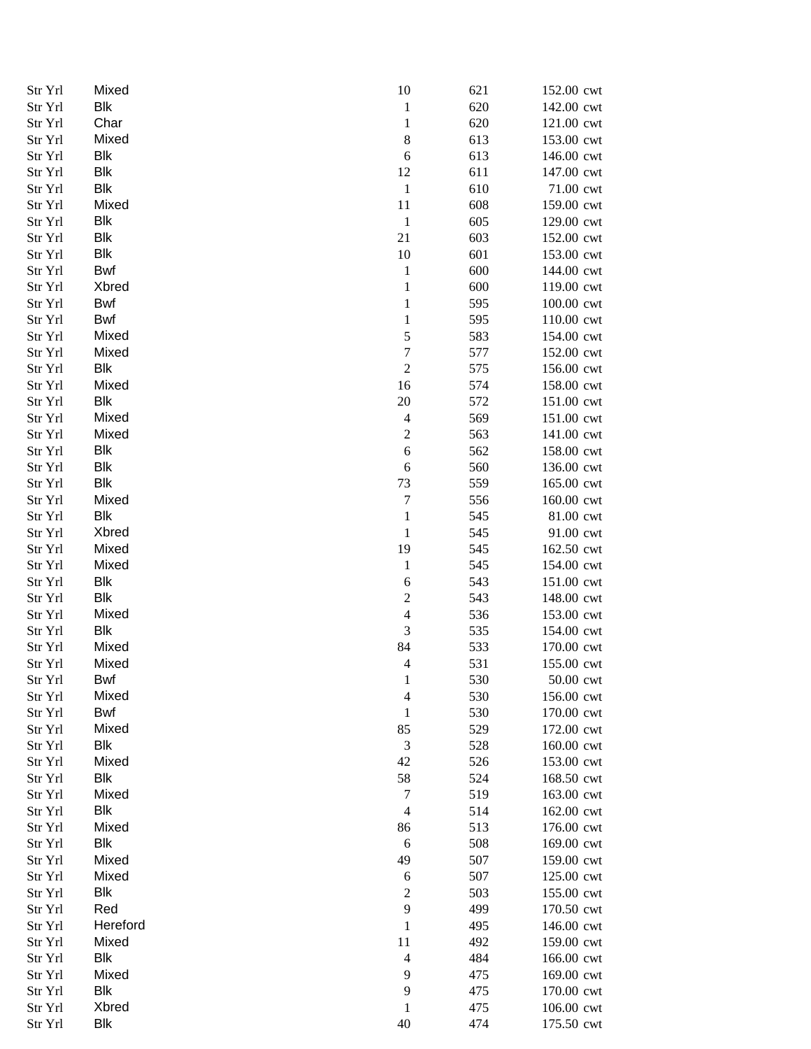| | | | | | |
|---|---|---|---|---|---|
| Str Yrl | Mixed | 10 | 621 | 152.00 | cwt |
| Str Yrl | Blk | 1 | 620 | 142.00 | cwt |
| Str Yrl | Char | 1 | 620 | 121.00 | cwt |
| Str Yrl | Mixed | 8 | 613 | 153.00 | cwt |
| Str Yrl | Blk | 6 | 613 | 146.00 | cwt |
| Str Yrl | Blk | 12 | 611 | 147.00 | cwt |
| Str Yrl | Blk | 1 | 610 | 71.00 | cwt |
| Str Yrl | Mixed | 11 | 608 | 159.00 | cwt |
| Str Yrl | Blk | 1 | 605 | 129.00 | cwt |
| Str Yrl | Blk | 21 | 603 | 152.00 | cwt |
| Str Yrl | Blk | 10 | 601 | 153.00 | cwt |
| Str Yrl | Bwf | 1 | 600 | 144.00 | cwt |
| Str Yrl | Xbred | 1 | 600 | 119.00 | cwt |
| Str Yrl | Bwf | 1 | 595 | 100.00 | cwt |
| Str Yrl | Bwf | 1 | 595 | 110.00 | cwt |
| Str Yrl | Mixed | 5 | 583 | 154.00 | cwt |
| Str Yrl | Mixed | 7 | 577 | 152.00 | cwt |
| Str Yrl | Blk | 2 | 575 | 156.00 | cwt |
| Str Yrl | Mixed | 16 | 574 | 158.00 | cwt |
| Str Yrl | Blk | 20 | 572 | 151.00 | cwt |
| Str Yrl | Mixed | 4 | 569 | 151.00 | cwt |
| Str Yrl | Mixed | 2 | 563 | 141.00 | cwt |
| Str Yrl | Blk | 6 | 562 | 158.00 | cwt |
| Str Yrl | Blk | 6 | 560 | 136.00 | cwt |
| Str Yrl | Blk | 73 | 559 | 165.00 | cwt |
| Str Yrl | Mixed | 7 | 556 | 160.00 | cwt |
| Str Yrl | Blk | 1 | 545 | 81.00 | cwt |
| Str Yrl | Xbred | 1 | 545 | 91.00 | cwt |
| Str Yrl | Mixed | 19 | 545 | 162.50 | cwt |
| Str Yrl | Mixed | 1 | 545 | 154.00 | cwt |
| Str Yrl | Blk | 6 | 543 | 151.00 | cwt |
| Str Yrl | Blk | 2 | 543 | 148.00 | cwt |
| Str Yrl | Mixed | 4 | 536 | 153.00 | cwt |
| Str Yrl | Blk | 3 | 535 | 154.00 | cwt |
| Str Yrl | Mixed | 84 | 533 | 170.00 | cwt |
| Str Yrl | Mixed | 4 | 531 | 155.00 | cwt |
| Str Yrl | Bwf | 1 | 530 | 50.00 | cwt |
| Str Yrl | Mixed | 4 | 530 | 156.00 | cwt |
| Str Yrl | Bwf | 1 | 530 | 170.00 | cwt |
| Str Yrl | Mixed | 85 | 529 | 172.00 | cwt |
| Str Yrl | Blk | 3 | 528 | 160.00 | cwt |
| Str Yrl | Mixed | 42 | 526 | 153.00 | cwt |
| Str Yrl | Blk | 58 | 524 | 168.50 | cwt |
| Str Yrl | Mixed | 7 | 519 | 163.00 | cwt |
| Str Yrl | Blk | 4 | 514 | 162.00 | cwt |
| Str Yrl | Mixed | 86 | 513 | 176.00 | cwt |
| Str Yrl | Blk | 6 | 508 | 169.00 | cwt |
| Str Yrl | Mixed | 49 | 507 | 159.00 | cwt |
| Str Yrl | Mixed | 6 | 507 | 125.00 | cwt |
| Str Yrl | Blk | 2 | 503 | 155.00 | cwt |
| Str Yrl | Red | 9 | 499 | 170.50 | cwt |
| Str Yrl | Hereford | 1 | 495 | 146.00 | cwt |
| Str Yrl | Mixed | 11 | 492 | 159.00 | cwt |
| Str Yrl | Blk | 4 | 484 | 166.00 | cwt |
| Str Yrl | Mixed | 9 | 475 | 169.00 | cwt |
| Str Yrl | Blk | 9 | 475 | 170.00 | cwt |
| Str Yrl | Xbred | 1 | 475 | 106.00 | cwt |
| Str Yrl | Blk | 40 | 474 | 175.50 | cwt |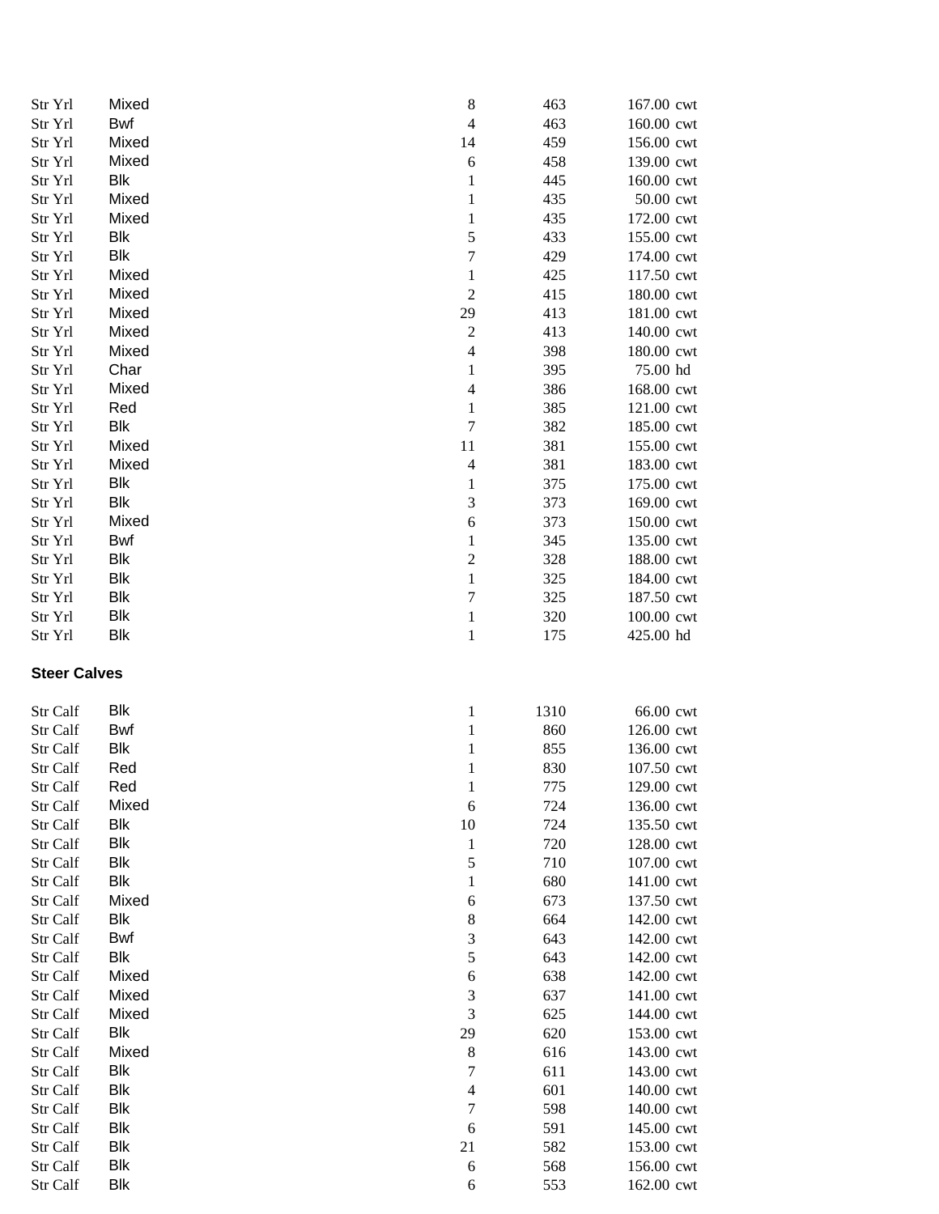| | | | | | |
|---|---|---|---|---|---|
| Str Yrl | Mixed | 8 | 463 | 167.00 | cwt |
| Str Yrl | Bwf | 4 | 463 | 160.00 | cwt |
| Str Yrl | Mixed | 14 | 459 | 156.00 | cwt |
| Str Yrl | Mixed | 6 | 458 | 139.00 | cwt |
| Str Yrl | Blk | 1 | 445 | 160.00 | cwt |
| Str Yrl | Mixed | 1 | 435 | 50.00 | cwt |
| Str Yrl | Mixed | 1 | 435 | 172.00 | cwt |
| Str Yrl | Blk | 5 | 433 | 155.00 | cwt |
| Str Yrl | Blk | 7 | 429 | 174.00 | cwt |
| Str Yrl | Mixed | 1 | 425 | 117.50 | cwt |
| Str Yrl | Mixed | 2 | 415 | 180.00 | cwt |
| Str Yrl | Mixed | 29 | 413 | 181.00 | cwt |
| Str Yrl | Mixed | 2 | 413 | 140.00 | cwt |
| Str Yrl | Mixed | 4 | 398 | 180.00 | cwt |
| Str Yrl | Char | 1 | 395 | 75.00 | hd |
| Str Yrl | Mixed | 4 | 386 | 168.00 | cwt |
| Str Yrl | Red | 1 | 385 | 121.00 | cwt |
| Str Yrl | Blk | 7 | 382 | 185.00 | cwt |
| Str Yrl | Mixed | 11 | 381 | 155.00 | cwt |
| Str Yrl | Mixed | 4 | 381 | 183.00 | cwt |
| Str Yrl | Blk | 1 | 375 | 175.00 | cwt |
| Str Yrl | Blk | 3 | 373 | 169.00 | cwt |
| Str Yrl | Mixed | 6 | 373 | 150.00 | cwt |
| Str Yrl | Bwf | 1 | 345 | 135.00 | cwt |
| Str Yrl | Blk | 2 | 328 | 188.00 | cwt |
| Str Yrl | Blk | 1 | 325 | 184.00 | cwt |
| Str Yrl | Blk | 7 | 325 | 187.50 | cwt |
| Str Yrl | Blk | 1 | 320 | 100.00 | cwt |
| Str Yrl | Blk | 1 | 175 | 425.00 | hd |

**Steer Calves**

| | | | | | |
|---|---|---|---|---|---|
| Str Calf | Blk | 1 | 1310 | 66.00 | cwt |
| Str Calf | Bwf | 1 | 860 | 126.00 | cwt |
| Str Calf | Blk | 1 | 855 | 136.00 | cwt |
| Str Calf | Red | 1 | 830 | 107.50 | cwt |
| Str Calf | Red | 1 | 775 | 129.00 | cwt |
| Str Calf | Mixed | 6 | 724 | 136.00 | cwt |
| Str Calf | Blk | 10 | 724 | 135.50 | cwt |
| Str Calf | Blk | 1 | 720 | 128.00 | cwt |
| Str Calf | Blk | 5 | 710 | 107.00 | cwt |
| Str Calf | Blk | 1 | 680 | 141.00 | cwt |
| Str Calf | Mixed | 6 | 673 | 137.50 | cwt |
| Str Calf | Blk | 8 | 664 | 142.00 | cwt |
| Str Calf | Bwf | 3 | 643 | 142.00 | cwt |
| Str Calf | Blk | 5 | 643 | 142.00 | cwt |
| Str Calf | Mixed | 6 | 638 | 142.00 | cwt |
| Str Calf | Mixed | 3 | 637 | 141.00 | cwt |
| Str Calf | Mixed | 3 | 625 | 144.00 | cwt |
| Str Calf | Blk | 29 | 620 | 153.00 | cwt |
| Str Calf | Mixed | 8 | 616 | 143.00 | cwt |
| Str Calf | Blk | 7 | 611 | 143.00 | cwt |
| Str Calf | Blk | 4 | 601 | 140.00 | cwt |
| Str Calf | Blk | 7 | 598 | 140.00 | cwt |
| Str Calf | Blk | 6 | 591 | 145.00 | cwt |
| Str Calf | Blk | 21 | 582 | 153.00 | cwt |
| Str Calf | Blk | 6 | 568 | 156.00 | cwt |
| Str Calf | Blk | 6 | 553 | 162.00 | cwt |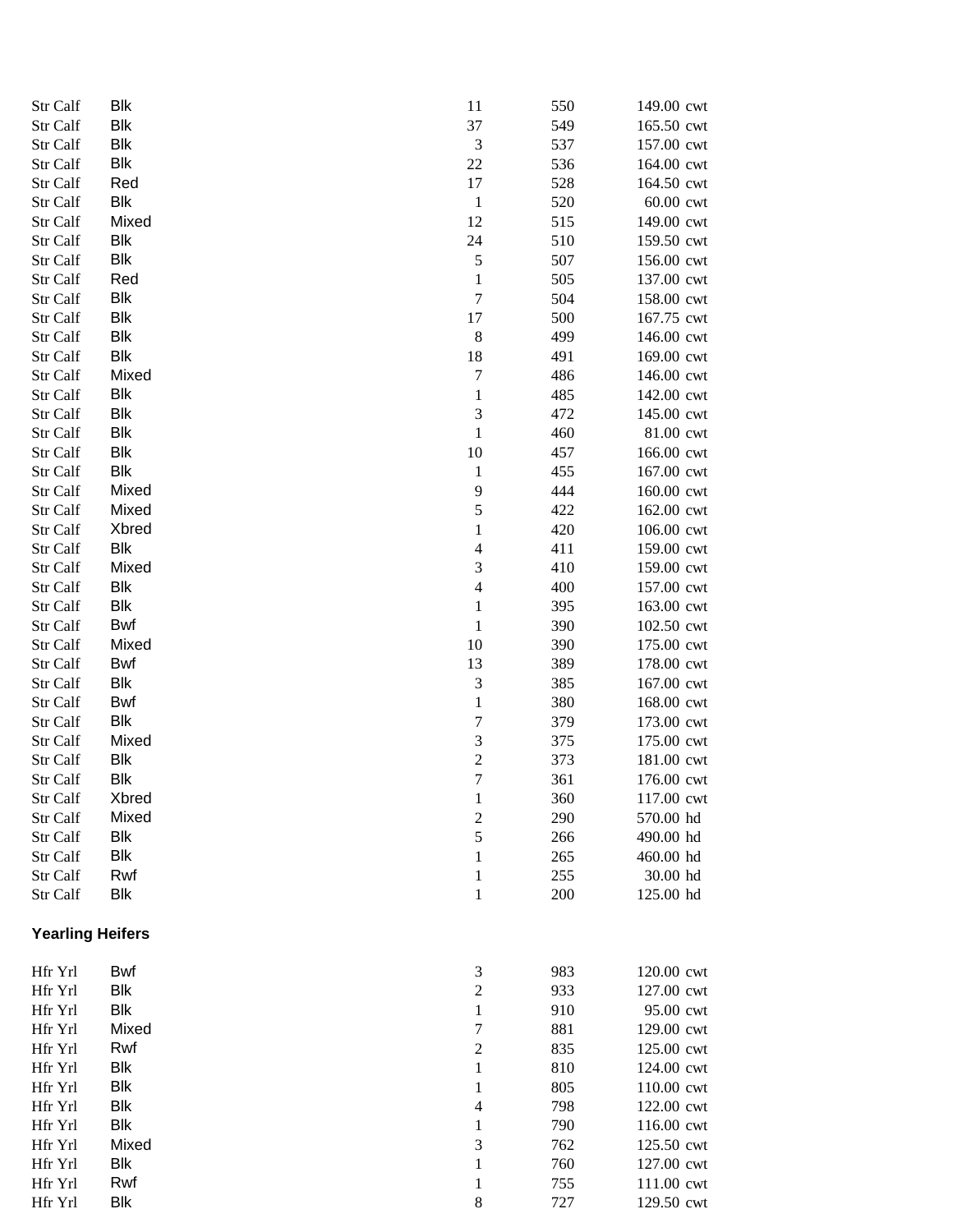| | | | | |
|---|---|---|---|---|
| Str Calf | Blk | 11 | 550 | 149.00 cwt |
| Str Calf | Blk | 37 | 549 | 165.50 cwt |
| Str Calf | Blk | 3 | 537 | 157.00 cwt |
| Str Calf | Blk | 22 | 536 | 164.00 cwt |
| Str Calf | Red | 17 | 528 | 164.50 cwt |
| Str Calf | Blk | 1 | 520 | 60.00 cwt |
| Str Calf | Mixed | 12 | 515 | 149.00 cwt |
| Str Calf | Blk | 24 | 510 | 159.50 cwt |
| Str Calf | Blk | 5 | 507 | 156.00 cwt |
| Str Calf | Red | 1 | 505 | 137.00 cwt |
| Str Calf | Blk | 7 | 504 | 158.00 cwt |
| Str Calf | Blk | 17 | 500 | 167.75 cwt |
| Str Calf | Blk | 8 | 499 | 146.00 cwt |
| Str Calf | Blk | 18 | 491 | 169.00 cwt |
| Str Calf | Mixed | 7 | 486 | 146.00 cwt |
| Str Calf | Blk | 1 | 485 | 142.00 cwt |
| Str Calf | Blk | 3 | 472 | 145.00 cwt |
| Str Calf | Blk | 1 | 460 | 81.00 cwt |
| Str Calf | Blk | 10 | 457 | 166.00 cwt |
| Str Calf | Blk | 1 | 455 | 167.00 cwt |
| Str Calf | Mixed | 9 | 444 | 160.00 cwt |
| Str Calf | Mixed | 5 | 422 | 162.00 cwt |
| Str Calf | Xbred | 1 | 420 | 106.00 cwt |
| Str Calf | Blk | 4 | 411 | 159.00 cwt |
| Str Calf | Mixed | 3 | 410 | 159.00 cwt |
| Str Calf | Blk | 4 | 400 | 157.00 cwt |
| Str Calf | Blk | 1 | 395 | 163.00 cwt |
| Str Calf | Bwf | 1 | 390 | 102.50 cwt |
| Str Calf | Mixed | 10 | 390 | 175.00 cwt |
| Str Calf | Bwf | 13 | 389 | 178.00 cwt |
| Str Calf | Blk | 3 | 385 | 167.00 cwt |
| Str Calf | Bwf | 1 | 380 | 168.00 cwt |
| Str Calf | Blk | 7 | 379 | 173.00 cwt |
| Str Calf | Mixed | 3 | 375 | 175.00 cwt |
| Str Calf | Blk | 2 | 373 | 181.00 cwt |
| Str Calf | Blk | 7 | 361 | 176.00 cwt |
| Str Calf | Xbred | 1 | 360 | 117.00 cwt |
| Str Calf | Mixed | 2 | 290 | 570.00 hd |
| Str Calf | Blk | 5 | 266 | 490.00 hd |
| Str Calf | Blk | 1 | 265 | 460.00 hd |
| Str Calf | Rwf | 1 | 255 | 30.00 hd |
| Str Calf | Blk | 1 | 200 | 125.00 hd |

**Yearling Heifers**

| | | | | |
|---|---|---|---|---|
| Hfr Yrl | Bwf | 3 | 983 | 120.00 cwt |
| Hfr Yrl | Blk | 2 | 933 | 127.00 cwt |
| Hfr Yrl | Blk | 1 | 910 | 95.00 cwt |
| Hfr Yrl | Mixed | 7 | 881 | 129.00 cwt |
| Hfr Yrl | Rwf | 2 | 835 | 125.00 cwt |
| Hfr Yrl | Blk | 1 | 810 | 124.00 cwt |
| Hfr Yrl | Blk | 1 | 805 | 110.00 cwt |
| Hfr Yrl | Blk | 4 | 798 | 122.00 cwt |
| Hfr Yrl | Blk | 1 | 790 | 116.00 cwt |
| Hfr Yrl | Mixed | 3 | 762 | 125.50 cwt |
| Hfr Yrl | Blk | 1 | 760 | 127.00 cwt |
| Hfr Yrl | Rwf | 1 | 755 | 111.00 cwt |
| Hfr Yrl | Blk | 8 | 727 | 129.50 cwt |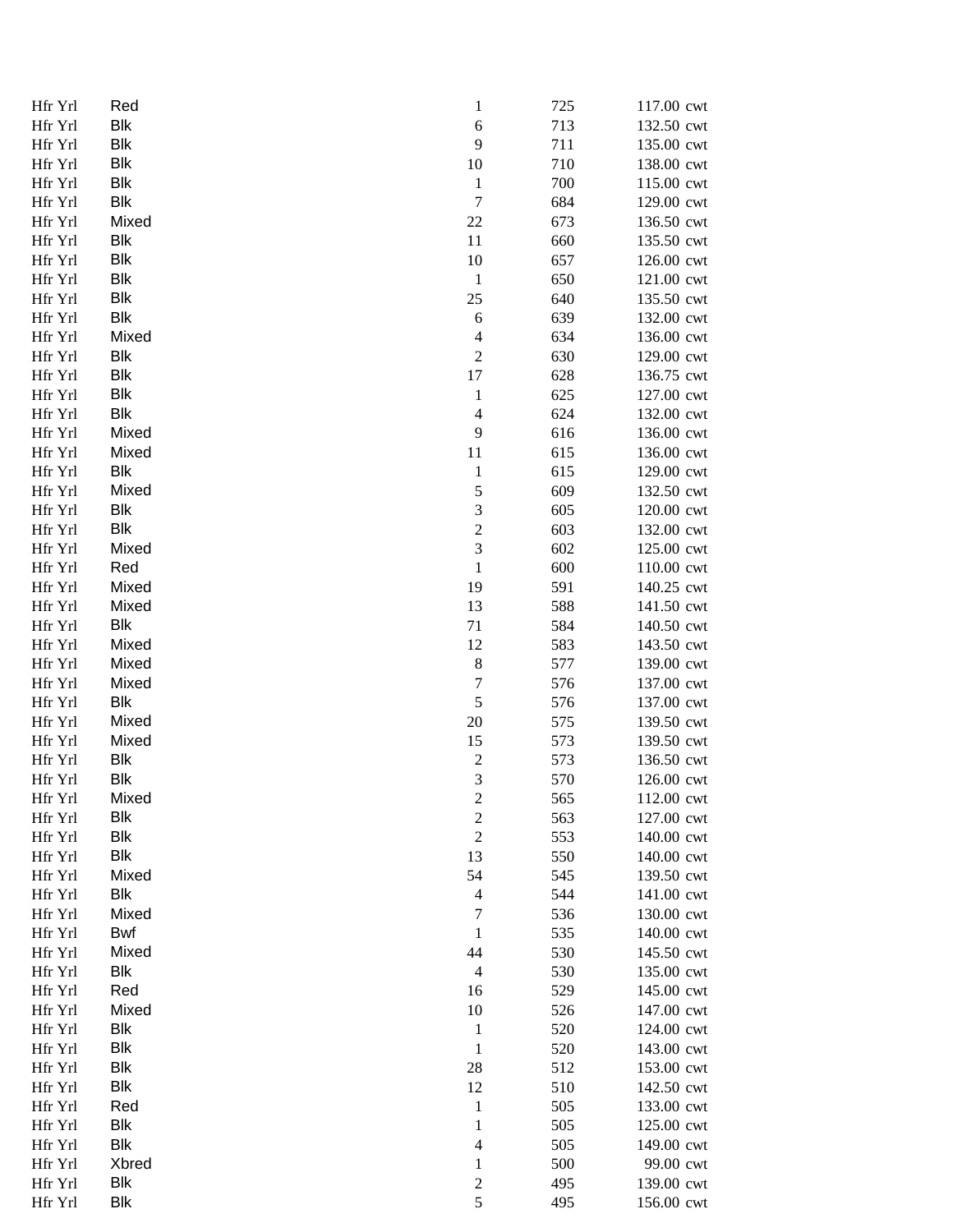| | | | | | |
|---|---|---|---|---|---|
| Hfr Yrl | Red | 1 | 725 | 117.00 | cwt |
| Hfr Yrl | Blk | 6 | 713 | 132.50 | cwt |
| Hfr Yrl | Blk | 9 | 711 | 135.00 | cwt |
| Hfr Yrl | Blk | 10 | 710 | 138.00 | cwt |
| Hfr Yrl | Blk | 1 | 700 | 115.00 | cwt |
| Hfr Yrl | Blk | 7 | 684 | 129.00 | cwt |
| Hfr Yrl | Mixed | 22 | 673 | 136.50 | cwt |
| Hfr Yrl | Blk | 11 | 660 | 135.50 | cwt |
| Hfr Yrl | Blk | 10 | 657 | 126.00 | cwt |
| Hfr Yrl | Blk | 1 | 650 | 121.00 | cwt |
| Hfr Yrl | Blk | 25 | 640 | 135.50 | cwt |
| Hfr Yrl | Blk | 6 | 639 | 132.00 | cwt |
| Hfr Yrl | Mixed | 4 | 634 | 136.00 | cwt |
| Hfr Yrl | Blk | 2 | 630 | 129.00 | cwt |
| Hfr Yrl | Blk | 17 | 628 | 136.75 | cwt |
| Hfr Yrl | Blk | 1 | 625 | 127.00 | cwt |
| Hfr Yrl | Blk | 4 | 624 | 132.00 | cwt |
| Hfr Yrl | Mixed | 9 | 616 | 136.00 | cwt |
| Hfr Yrl | Mixed | 11 | 615 | 136.00 | cwt |
| Hfr Yrl | Blk | 1 | 615 | 129.00 | cwt |
| Hfr Yrl | Mixed | 5 | 609 | 132.50 | cwt |
| Hfr Yrl | Blk | 3 | 605 | 120.00 | cwt |
| Hfr Yrl | Blk | 2 | 603 | 132.00 | cwt |
| Hfr Yrl | Mixed | 3 | 602 | 125.00 | cwt |
| Hfr Yrl | Red | 1 | 600 | 110.00 | cwt |
| Hfr Yrl | Mixed | 19 | 591 | 140.25 | cwt |
| Hfr Yrl | Mixed | 13 | 588 | 141.50 | cwt |
| Hfr Yrl | Blk | 71 | 584 | 140.50 | cwt |
| Hfr Yrl | Mixed | 12 | 583 | 143.50 | cwt |
| Hfr Yrl | Mixed | 8 | 577 | 139.00 | cwt |
| Hfr Yrl | Mixed | 7 | 576 | 137.00 | cwt |
| Hfr Yrl | Blk | 5 | 576 | 137.00 | cwt |
| Hfr Yrl | Mixed | 20 | 575 | 139.50 | cwt |
| Hfr Yrl | Mixed | 15 | 573 | 139.50 | cwt |
| Hfr Yrl | Blk | 2 | 573 | 136.50 | cwt |
| Hfr Yrl | Blk | 3 | 570 | 126.00 | cwt |
| Hfr Yrl | Mixed | 2 | 565 | 112.00 | cwt |
| Hfr Yrl | Blk | 2 | 563 | 127.00 | cwt |
| Hfr Yrl | Blk | 2 | 553 | 140.00 | cwt |
| Hfr Yrl | Blk | 13 | 550 | 140.00 | cwt |
| Hfr Yrl | Mixed | 54 | 545 | 139.50 | cwt |
| Hfr Yrl | Blk | 4 | 544 | 141.00 | cwt |
| Hfr Yrl | Mixed | 7 | 536 | 130.00 | cwt |
| Hfr Yrl | Bwf | 1 | 535 | 140.00 | cwt |
| Hfr Yrl | Mixed | 44 | 530 | 145.50 | cwt |
| Hfr Yrl | Blk | 4 | 530 | 135.00 | cwt |
| Hfr Yrl | Red | 16 | 529 | 145.00 | cwt |
| Hfr Yrl | Mixed | 10 | 526 | 147.00 | cwt |
| Hfr Yrl | Blk | 1 | 520 | 124.00 | cwt |
| Hfr Yrl | Blk | 1 | 520 | 143.00 | cwt |
| Hfr Yrl | Blk | 28 | 512 | 153.00 | cwt |
| Hfr Yrl | Blk | 12 | 510 | 142.50 | cwt |
| Hfr Yrl | Red | 1 | 505 | 133.00 | cwt |
| Hfr Yrl | Blk | 1 | 505 | 125.00 | cwt |
| Hfr Yrl | Blk | 4 | 505 | 149.00 | cwt |
| Hfr Yrl | Xbred | 1 | 500 | 99.00 | cwt |
| Hfr Yrl | Blk | 2 | 495 | 139.00 | cwt |
| Hfr Yrl | Blk | 5 | 495 | 156.00 | cwt |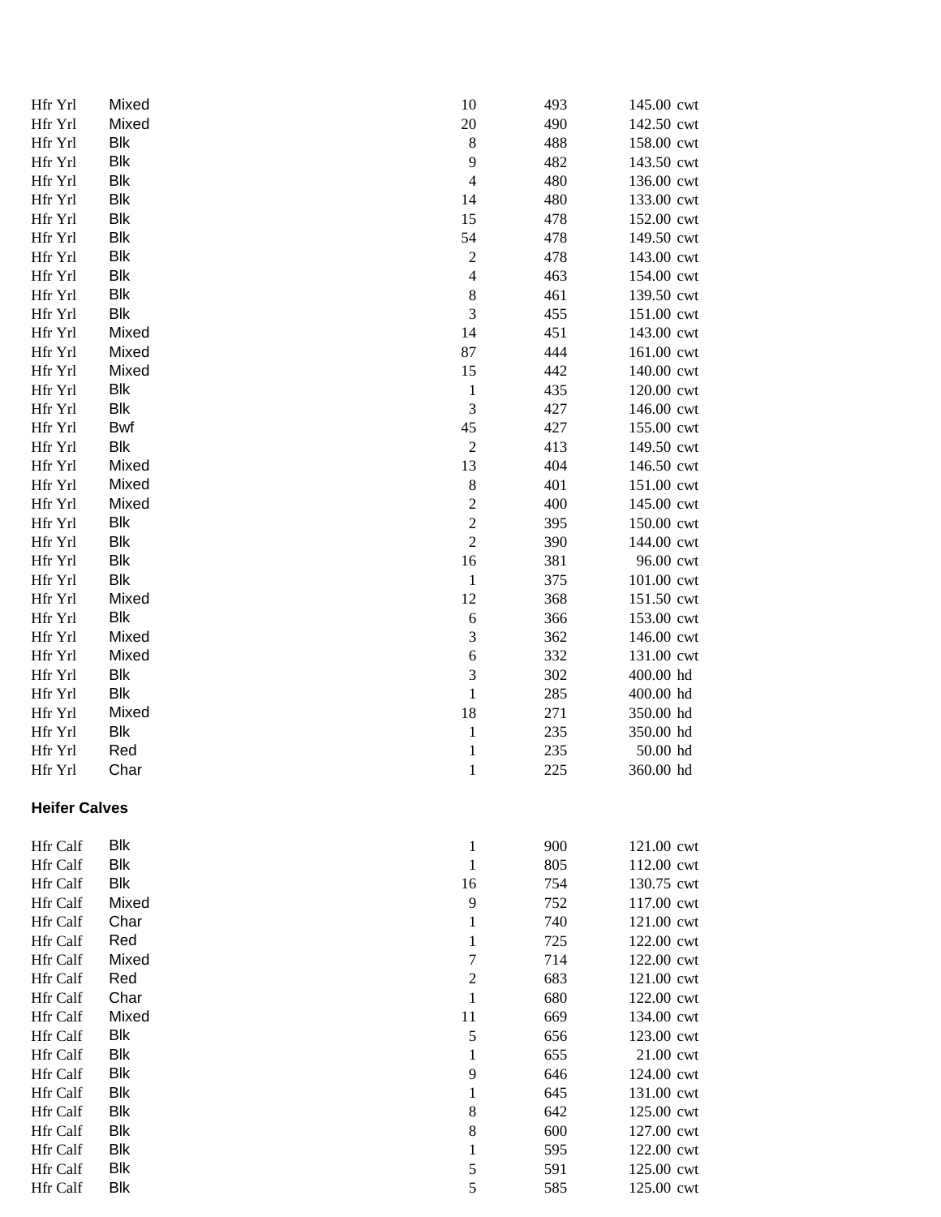| | | | | | |
|---|---|---|---|---|---|
| Hfr Yrl | Mixed | 10 | 493 | 145.00 | cwt |
| Hfr Yrl | Mixed | 20 | 490 | 142.50 | cwt |
| Hfr Yrl | Blk | 8 | 488 | 158.00 | cwt |
| Hfr Yrl | Blk | 9 | 482 | 143.50 | cwt |
| Hfr Yrl | Blk | 4 | 480 | 136.00 | cwt |
| Hfr Yrl | Blk | 14 | 480 | 133.00 | cwt |
| Hfr Yrl | Blk | 15 | 478 | 152.00 | cwt |
| Hfr Yrl | Blk | 54 | 478 | 149.50 | cwt |
| Hfr Yrl | Blk | 2 | 478 | 143.00 | cwt |
| Hfr Yrl | Blk | 4 | 463 | 154.00 | cwt |
| Hfr Yrl | Blk | 8 | 461 | 139.50 | cwt |
| Hfr Yrl | Blk | 3 | 455 | 151.00 | cwt |
| Hfr Yrl | Mixed | 14 | 451 | 143.00 | cwt |
| Hfr Yrl | Mixed | 87 | 444 | 161.00 | cwt |
| Hfr Yrl | Mixed | 15 | 442 | 140.00 | cwt |
| Hfr Yrl | Blk | 1 | 435 | 120.00 | cwt |
| Hfr Yrl | Blk | 3 | 427 | 146.00 | cwt |
| Hfr Yrl | Bwf | 45 | 427 | 155.00 | cwt |
| Hfr Yrl | Blk | 2 | 413 | 149.50 | cwt |
| Hfr Yrl | Mixed | 13 | 404 | 146.50 | cwt |
| Hfr Yrl | Mixed | 8 | 401 | 151.00 | cwt |
| Hfr Yrl | Mixed | 2 | 400 | 145.00 | cwt |
| Hfr Yrl | Blk | 2 | 395 | 150.00 | cwt |
| Hfr Yrl | Blk | 2 | 390 | 144.00 | cwt |
| Hfr Yrl | Blk | 16 | 381 | 96.00 | cwt |
| Hfr Yrl | Blk | 1 | 375 | 101.00 | cwt |
| Hfr Yrl | Mixed | 12 | 368 | 151.50 | cwt |
| Hfr Yrl | Blk | 6 | 366 | 153.00 | cwt |
| Hfr Yrl | Mixed | 3 | 362 | 146.00 | cwt |
| Hfr Yrl | Mixed | 6 | 332 | 131.00 | cwt |
| Hfr Yrl | Blk | 3 | 302 | 400.00 | hd |
| Hfr Yrl | Blk | 1 | 285 | 400.00 | hd |
| Hfr Yrl | Mixed | 18 | 271 | 350.00 | hd |
| Hfr Yrl | Blk | 1 | 235 | 350.00 | hd |
| Hfr Yrl | Red | 1 | 235 | 50.00 | hd |
| Hfr Yrl | Char | 1 | 225 | 360.00 | hd |

**Heifer Calves**

| | | | | | |
|---|---|---|---|---|---|
| Hfr Calf | Blk | 1 | 900 | 121.00 | cwt |
| Hfr Calf | Blk | 1 | 805 | 112.00 | cwt |
| Hfr Calf | Blk | 16 | 754 | 130.75 | cwt |
| Hfr Calf | Mixed | 9 | 752 | 117.00 | cwt |
| Hfr Calf | Char | 1 | 740 | 121.00 | cwt |
| Hfr Calf | Red | 1 | 725 | 122.00 | cwt |
| Hfr Calf | Mixed | 7 | 714 | 122.00 | cwt |
| Hfr Calf | Red | 2 | 683 | 121.00 | cwt |
| Hfr Calf | Char | 1 | 680 | 122.00 | cwt |
| Hfr Calf | Mixed | 11 | 669 | 134.00 | cwt |
| Hfr Calf | Blk | 5 | 656 | 123.00 | cwt |
| Hfr Calf | Blk | 1 | 655 | 21.00 | cwt |
| Hfr Calf | Blk | 9 | 646 | 124.00 | cwt |
| Hfr Calf | Blk | 1 | 645 | 131.00 | cwt |
| Hfr Calf | Blk | 8 | 642 | 125.00 | cwt |
| Hfr Calf | Blk | 8 | 600 | 127.00 | cwt |
| Hfr Calf | Blk | 1 | 595 | 122.00 | cwt |
| Hfr Calf | Blk | 5 | 591 | 125.00 | cwt |
| Hfr Calf | Blk | 5 | 585 | 125.00 | cwt |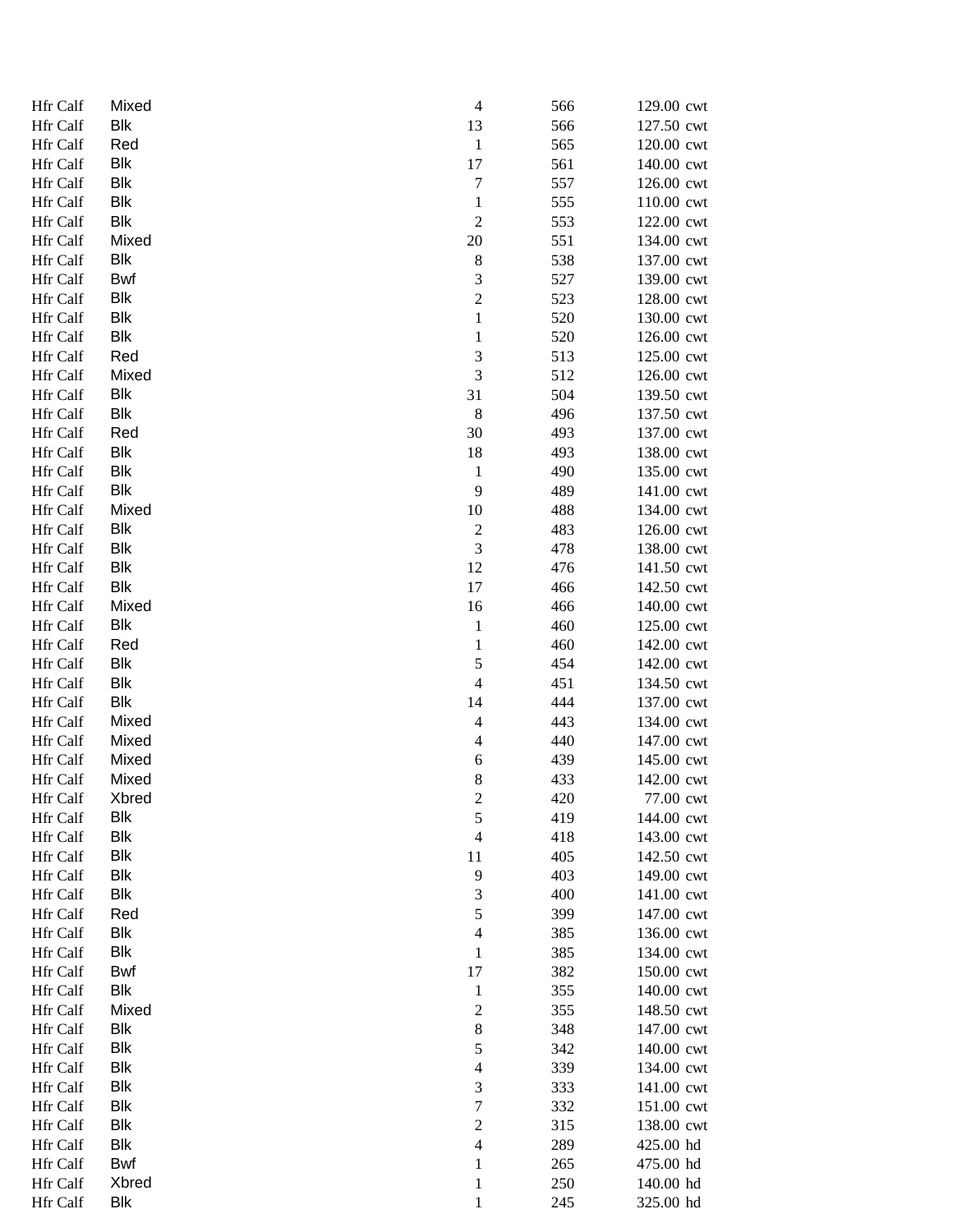| | | | | | |
|---|---|---|---|---|---|
| Hfr Calf | Mixed | 4 | 566 | 129.00 | cwt |
| Hfr Calf | Blk | 13 | 566 | 127.50 | cwt |
| Hfr Calf | Red | 1 | 565 | 120.00 | cwt |
| Hfr Calf | Blk | 17 | 561 | 140.00 | cwt |
| Hfr Calf | Blk | 7 | 557 | 126.00 | cwt |
| Hfr Calf | Blk | 1 | 555 | 110.00 | cwt |
| Hfr Calf | Blk | 2 | 553 | 122.00 | cwt |
| Hfr Calf | Mixed | 20 | 551 | 134.00 | cwt |
| Hfr Calf | Blk | 8 | 538 | 137.00 | cwt |
| Hfr Calf | Bwf | 3 | 527 | 139.00 | cwt |
| Hfr Calf | Blk | 2 | 523 | 128.00 | cwt |
| Hfr Calf | Blk | 1 | 520 | 130.00 | cwt |
| Hfr Calf | Blk | 1 | 520 | 126.00 | cwt |
| Hfr Calf | Red | 3 | 513 | 125.00 | cwt |
| Hfr Calf | Mixed | 3 | 512 | 126.00 | cwt |
| Hfr Calf | Blk | 31 | 504 | 139.50 | cwt |
| Hfr Calf | Blk | 8 | 496 | 137.50 | cwt |
| Hfr Calf | Red | 30 | 493 | 137.00 | cwt |
| Hfr Calf | Blk | 18 | 493 | 138.00 | cwt |
| Hfr Calf | Blk | 1 | 490 | 135.00 | cwt |
| Hfr Calf | Blk | 9 | 489 | 141.00 | cwt |
| Hfr Calf | Mixed | 10 | 488 | 134.00 | cwt |
| Hfr Calf | Blk | 2 | 483 | 126.00 | cwt |
| Hfr Calf | Blk | 3 | 478 | 138.00 | cwt |
| Hfr Calf | Blk | 12 | 476 | 141.50 | cwt |
| Hfr Calf | Blk | 17 | 466 | 142.50 | cwt |
| Hfr Calf | Mixed | 16 | 466 | 140.00 | cwt |
| Hfr Calf | Blk | 1 | 460 | 125.00 | cwt |
| Hfr Calf | Red | 1 | 460 | 142.00 | cwt |
| Hfr Calf | Blk | 5 | 454 | 142.00 | cwt |
| Hfr Calf | Blk | 4 | 451 | 134.50 | cwt |
| Hfr Calf | Blk | 14 | 444 | 137.00 | cwt |
| Hfr Calf | Mixed | 4 | 443 | 134.00 | cwt |
| Hfr Calf | Mixed | 4 | 440 | 147.00 | cwt |
| Hfr Calf | Mixed | 6 | 439 | 145.00 | cwt |
| Hfr Calf | Mixed | 8 | 433 | 142.00 | cwt |
| Hfr Calf | Xbred | 2 | 420 | 77.00 | cwt |
| Hfr Calf | Blk | 5 | 419 | 144.00 | cwt |
| Hfr Calf | Blk | 4 | 418 | 143.00 | cwt |
| Hfr Calf | Blk | 11 | 405 | 142.50 | cwt |
| Hfr Calf | Blk | 9 | 403 | 149.00 | cwt |
| Hfr Calf | Blk | 3 | 400 | 141.00 | cwt |
| Hfr Calf | Red | 5 | 399 | 147.00 | cwt |
| Hfr Calf | Blk | 4 | 385 | 136.00 | cwt |
| Hfr Calf | Blk | 1 | 385 | 134.00 | cwt |
| Hfr Calf | Bwf | 17 | 382 | 150.00 | cwt |
| Hfr Calf | Blk | 1 | 355 | 140.00 | cwt |
| Hfr Calf | Mixed | 2 | 355 | 148.50 | cwt |
| Hfr Calf | Blk | 8 | 348 | 147.00 | cwt |
| Hfr Calf | Blk | 5 | 342 | 140.00 | cwt |
| Hfr Calf | Blk | 4 | 339 | 134.00 | cwt |
| Hfr Calf | Blk | 3 | 333 | 141.00 | cwt |
| Hfr Calf | Blk | 7 | 332 | 151.00 | cwt |
| Hfr Calf | Blk | 2 | 315 | 138.00 | cwt |
| Hfr Calf | Blk | 4 | 289 | 425.00 | hd |
| Hfr Calf | Bwf | 1 | 265 | 475.00 | hd |
| Hfr Calf | Xbred | 1 | 250 | 140.00 | hd |
| Hfr Calf | Blk | 1 | 245 | 325.00 | hd |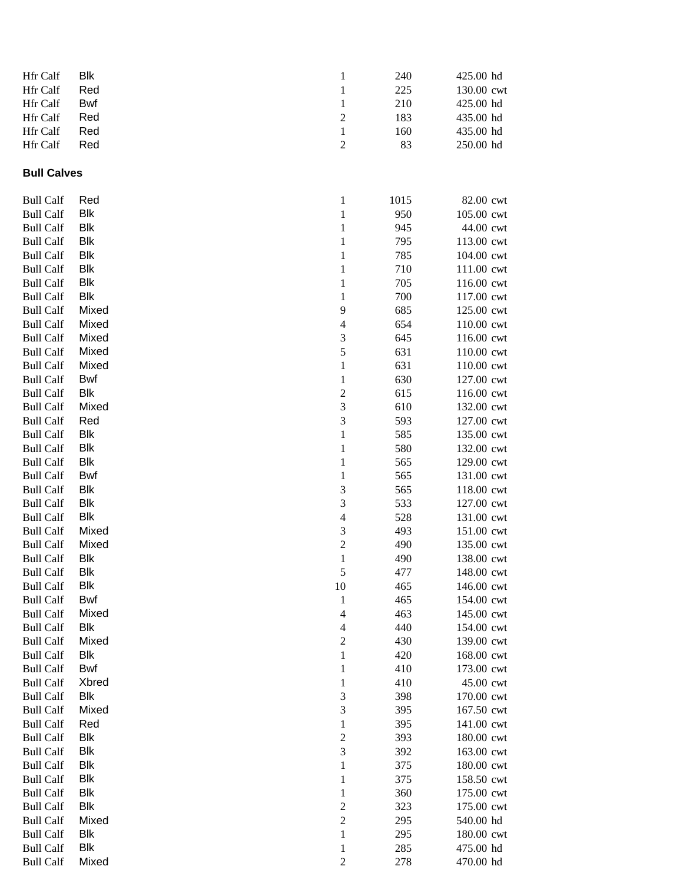| | | | | | |
|---|---|---|---|---|---|
| Hfr Calf | Blk | 1 | 240 | 425.00 | hd |
| Hfr Calf | Red | 1 | 225 | 130.00 | cwt |
| Hfr Calf | Bwf | 1 | 210 | 425.00 | hd |
| Hfr Calf | Red | 2 | 183 | 435.00 | hd |
| Hfr Calf | Red | 1 | 160 | 435.00 | hd |
| Hfr Calf | Red | 2 | 83 | 250.00 | hd |

**Bull Calves**

| | | | | | |
|---|---|---|---|---|---|
| Bull Calf | Red | 1 | 1015 | 82.00 | cwt |
| Bull Calf | Blk | 1 | 950 | 105.00 | cwt |
| Bull Calf | Blk | 1 | 945 | 44.00 | cwt |
| Bull Calf | Blk | 1 | 795 | 113.00 | cwt |
| Bull Calf | Blk | 1 | 785 | 104.00 | cwt |
| Bull Calf | Blk | 1 | 710 | 111.00 | cwt |
| Bull Calf | Blk | 1 | 705 | 116.00 | cwt |
| Bull Calf | Blk | 1 | 700 | 117.00 | cwt |
| Bull Calf | Mixed | 9 | 685 | 125.00 | cwt |
| Bull Calf | Mixed | 4 | 654 | 110.00 | cwt |
| Bull Calf | Mixed | 3 | 645 | 116.00 | cwt |
| Bull Calf | Mixed | 5 | 631 | 110.00 | cwt |
| Bull Calf | Mixed | 1 | 631 | 110.00 | cwt |
| Bull Calf | Bwf | 1 | 630 | 127.00 | cwt |
| Bull Calf | Blk | 2 | 615 | 116.00 | cwt |
| Bull Calf | Mixed | 3 | 610 | 132.00 | cwt |
| Bull Calf | Red | 3 | 593 | 127.00 | cwt |
| Bull Calf | Blk | 1 | 585 | 135.00 | cwt |
| Bull Calf | Blk | 1 | 580 | 132.00 | cwt |
| Bull Calf | Blk | 1 | 565 | 129.00 | cwt |
| Bull Calf | Bwf | 1 | 565 | 131.00 | cwt |
| Bull Calf | Blk | 3 | 565 | 118.00 | cwt |
| Bull Calf | Blk | 3 | 533 | 127.00 | cwt |
| Bull Calf | Blk | 4 | 528 | 131.00 | cwt |
| Bull Calf | Mixed | 3 | 493 | 151.00 | cwt |
| Bull Calf | Mixed | 2 | 490 | 135.00 | cwt |
| Bull Calf | Blk | 1 | 490 | 138.00 | cwt |
| Bull Calf | Blk | 5 | 477 | 148.00 | cwt |
| Bull Calf | Blk | 10 | 465 | 146.00 | cwt |
| Bull Calf | Bwf | 1 | 465 | 154.00 | cwt |
| Bull Calf | Mixed | 4 | 463 | 145.00 | cwt |
| Bull Calf | Blk | 4 | 440 | 154.00 | cwt |
| Bull Calf | Mixed | 2 | 430 | 139.00 | cwt |
| Bull Calf | Blk | 1 | 420 | 168.00 | cwt |
| Bull Calf | Bwf | 1 | 410 | 173.00 | cwt |
| Bull Calf | Xbred | 1 | 410 | 45.00 | cwt |
| Bull Calf | Blk | 3 | 398 | 170.00 | cwt |
| Bull Calf | Mixed | 3 | 395 | 167.50 | cwt |
| Bull Calf | Red | 1 | 395 | 141.00 | cwt |
| Bull Calf | Blk | 2 | 393 | 180.00 | cwt |
| Bull Calf | Blk | 3 | 392 | 163.00 | cwt |
| Bull Calf | Blk | 1 | 375 | 180.00 | cwt |
| Bull Calf | Blk | 1 | 375 | 158.50 | cwt |
| Bull Calf | Blk | 1 | 360 | 175.00 | cwt |
| Bull Calf | Blk | 2 | 323 | 175.00 | cwt |
| Bull Calf | Mixed | 2 | 295 | 540.00 | hd |
| Bull Calf | Blk | 1 | 295 | 180.00 | cwt |
| Bull Calf | Blk | 1 | 285 | 475.00 | hd |
| Bull Calf | Mixed | 2 | 278 | 470.00 | hd |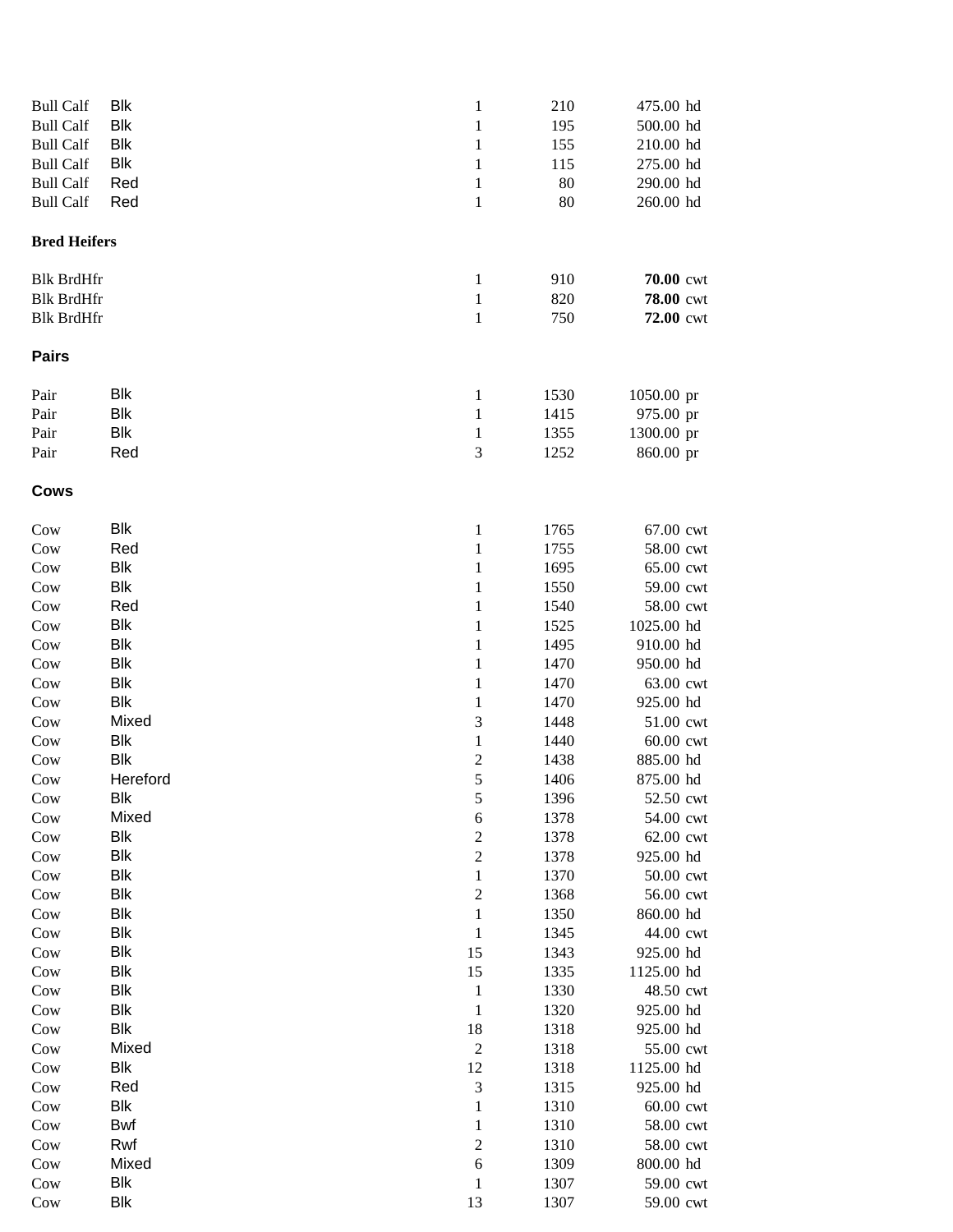| | | | | | |
|---|---|---|---|---|---|
| Bull Calf | Blk | 1 | 210 | 475.00 | hd |
| Bull Calf | Blk | 1 | 195 | 500.00 | hd |
| Bull Calf | Blk | 1 | 155 | 210.00 | hd |
| Bull Calf | Blk | 1 | 115 | 275.00 | hd |
| Bull Calf | Red | 1 | 80 | 290.00 | hd |
| Bull Calf | Red | 1 | 80 | 260.00 | hd |

**Bred Heifers**

| | | | | | |
|---|---|---|---|---|---|
| Blk BrdHfr | | 1 | 910 | **70.00** | cwt |
| Blk BrdHfr | | 1 | 820 | **78.00** | cwt |
| Blk BrdHfr | | 1 | 750 | **72.00** | cwt |

**Pairs**

| | | | | | |
|---|---|---|---|---|---|
| Pair | Blk | 1 | 1530 | 1050.00 | pr |
| Pair | Blk | 1 | 1415 | 975.00 | pr |
| Pair | Blk | 1 | 1355 | 1300.00 | pr |
| Pair | Red | 3 | 1252 | 860.00 | pr |

**Cows**

| | | | | | |
|---|---|---|---|---|---|
| Cow | Blk | 1 | 1765 | 67.00 | cwt |
| Cow | Red | 1 | 1755 | 58.00 | cwt |
| Cow | Blk | 1 | 1695 | 65.00 | cwt |
| Cow | Blk | 1 | 1550 | 59.00 | cwt |
| Cow | Red | 1 | 1540 | 58.00 | cwt |
| Cow | Blk | 1 | 1525 | 1025.00 | hd |
| Cow | Blk | 1 | 1495 | 910.00 | hd |
| Cow | Blk | 1 | 1470 | 950.00 | hd |
| Cow | Blk | 1 | 1470 | 63.00 | cwt |
| Cow | Blk | 1 | 1470 | 925.00 | hd |
| Cow | Mixed | 3 | 1448 | 51.00 | cwt |
| Cow | Blk | 1 | 1440 | 60.00 | cwt |
| Cow | Blk | 2 | 1438 | 885.00 | hd |
| Cow | Hereford | 5 | 1406 | 875.00 | hd |
| Cow | Blk | 5 | 1396 | 52.50 | cwt |
| Cow | Mixed | 6 | 1378 | 54.00 | cwt |
| Cow | Blk | 2 | 1378 | 62.00 | cwt |
| Cow | Blk | 2 | 1378 | 925.00 | hd |
| Cow | Blk | 1 | 1370 | 50.00 | cwt |
| Cow | Blk | 2 | 1368 | 56.00 | cwt |
| Cow | Blk | 1 | 1350 | 860.00 | hd |
| Cow | Blk | 1 | 1345 | 44.00 | cwt |
| Cow | Blk | 15 | 1343 | 925.00 | hd |
| Cow | Blk | 15 | 1335 | 1125.00 | hd |
| Cow | Blk | 1 | 1330 | 48.50 | cwt |
| Cow | Blk | 1 | 1320 | 925.00 | hd |
| Cow | Blk | 18 | 1318 | 925.00 | hd |
| Cow | Mixed | 2 | 1318 | 55.00 | cwt |
| Cow | Blk | 12 | 1318 | 1125.00 | hd |
| Cow | Red | 3 | 1315 | 925.00 | hd |
| Cow | Blk | 1 | 1310 | 60.00 | cwt |
| Cow | Bwf | 1 | 1310 | 58.00 | cwt |
| Cow | Rwf | 2 | 1310 | 58.00 | cwt |
| Cow | Mixed | 6 | 1309 | 800.00 | hd |
| Cow | Blk | 1 | 1307 | 59.00 | cwt |
| Cow | Blk | 13 | 1307 | 59.00 | cwt |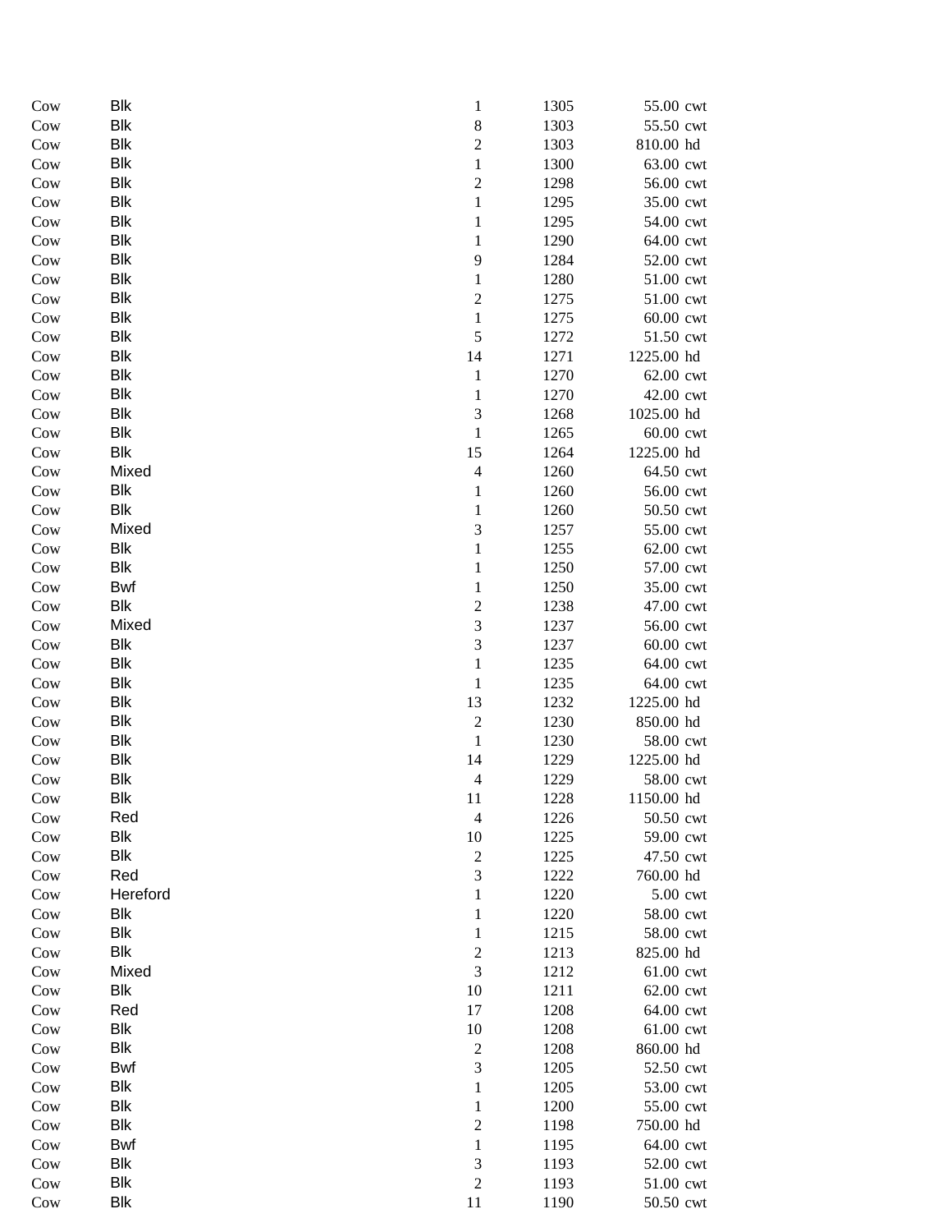| Cow | Blk | 1 | 1305 | 55.00 | cwt |
|---|---|---|---|---|---|
| Cow | Blk | 8 | 1303 | 55.50 | cwt |
| Cow | Blk | 2 | 1303 | 810.00 | hd |
| Cow | Blk | 1 | 1300 | 63.00 | cwt |
| Cow | Blk | 2 | 1298 | 56.00 | cwt |
| Cow | Blk | 1 | 1295 | 35.00 | cwt |
| Cow | Blk | 1 | 1295 | 54.00 | cwt |
| Cow | Blk | 1 | 1290 | 64.00 | cwt |
| Cow | Blk | 9 | 1284 | 52.00 | cwt |
| Cow | Blk | 1 | 1280 | 51.00 | cwt |
| Cow | Blk | 2 | 1275 | 51.00 | cwt |
| Cow | Blk | 1 | 1275 | 60.00 | cwt |
| Cow | Blk | 5 | 1272 | 51.50 | cwt |
| Cow | Blk | 14 | 1271 | 1225.00 | hd |
| Cow | Blk | 1 | 1270 | 62.00 | cwt |
| Cow | Blk | 1 | 1270 | 42.00 | cwt |
| Cow | Blk | 3 | 1268 | 1025.00 | hd |
| Cow | Blk | 1 | 1265 | 60.00 | cwt |
| Cow | Blk | 15 | 1264 | 1225.00 | hd |
| Cow | Mixed | 4 | 1260 | 64.50 | cwt |
| Cow | Blk | 1 | 1260 | 56.00 | cwt |
| Cow | Blk | 1 | 1260 | 50.50 | cwt |
| Cow | Mixed | 3 | 1257 | 55.00 | cwt |
| Cow | Blk | 1 | 1255 | 62.00 | cwt |
| Cow | Blk | 1 | 1250 | 57.00 | cwt |
| Cow | Bwf | 1 | 1250 | 35.00 | cwt |
| Cow | Blk | 2 | 1238 | 47.00 | cwt |
| Cow | Mixed | 3 | 1237 | 56.00 | cwt |
| Cow | Blk | 3 | 1237 | 60.00 | cwt |
| Cow | Blk | 1 | 1235 | 64.00 | cwt |
| Cow | Blk | 1 | 1235 | 64.00 | cwt |
| Cow | Blk | 13 | 1232 | 1225.00 | hd |
| Cow | Blk | 2 | 1230 | 850.00 | hd |
| Cow | Blk | 1 | 1230 | 58.00 | cwt |
| Cow | Blk | 14 | 1229 | 1225.00 | hd |
| Cow | Blk | 4 | 1229 | 58.00 | cwt |
| Cow | Blk | 11 | 1228 | 1150.00 | hd |
| Cow | Red | 4 | 1226 | 50.50 | cwt |
| Cow | Blk | 10 | 1225 | 59.00 | cwt |
| Cow | Blk | 2 | 1225 | 47.50 | cwt |
| Cow | Red | 3 | 1222 | 760.00 | hd |
| Cow | Hereford | 1 | 1220 | 5.00 | cwt |
| Cow | Blk | 1 | 1220 | 58.00 | cwt |
| Cow | Blk | 1 | 1215 | 58.00 | cwt |
| Cow | Blk | 2 | 1213 | 825.00 | hd |
| Cow | Mixed | 3 | 1212 | 61.00 | cwt |
| Cow | Blk | 10 | 1211 | 62.00 | cwt |
| Cow | Red | 17 | 1208 | 64.00 | cwt |
| Cow | Blk | 10 | 1208 | 61.00 | cwt |
| Cow | Blk | 2 | 1208 | 860.00 | hd |
| Cow | Bwf | 3 | 1205 | 52.50 | cwt |
| Cow | Blk | 1 | 1205 | 53.00 | cwt |
| Cow | Blk | 1 | 1200 | 55.00 | cwt |
| Cow | Blk | 2 | 1198 | 750.00 | hd |
| Cow | Bwf | 1 | 1195 | 64.00 | cwt |
| Cow | Blk | 3 | 1193 | 52.00 | cwt |
| Cow | Blk | 2 | 1193 | 51.00 | cwt |
| Cow | Blk | 11 | 1190 | 50.50 | cwt |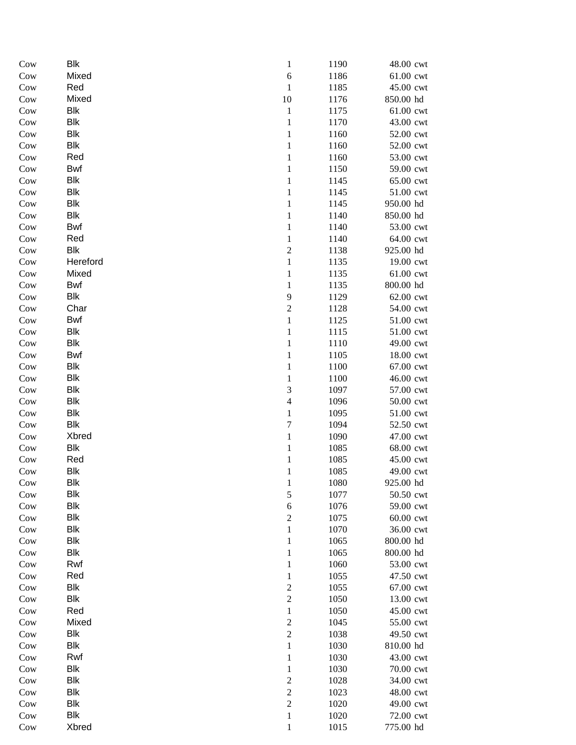| | | | | | |
|---|---|---|---|---|---|
| Cow | Blk | 1 | 1190 | 48.00 | cwt |
| Cow | Mixed | 6 | 1186 | 61.00 | cwt |
| Cow | Red | 1 | 1185 | 45.00 | cwt |
| Cow | Mixed | 10 | 1176 | 850.00 | hd |
| Cow | Blk | 1 | 1175 | 61.00 | cwt |
| Cow | Blk | 1 | 1170 | 43.00 | cwt |
| Cow | Blk | 1 | 1160 | 52.00 | cwt |
| Cow | Blk | 1 | 1160 | 52.00 | cwt |
| Cow | Red | 1 | 1160 | 53.00 | cwt |
| Cow | Bwf | 1 | 1150 | 59.00 | cwt |
| Cow | Blk | 1 | 1145 | 65.00 | cwt |
| Cow | Blk | 1 | 1145 | 51.00 | cwt |
| Cow | Blk | 1 | 1145 | 950.00 | hd |
| Cow | Blk | 1 | 1140 | 850.00 | hd |
| Cow | Bwf | 1 | 1140 | 53.00 | cwt |
| Cow | Red | 1 | 1140 | 64.00 | cwt |
| Cow | Blk | 2 | 1138 | 925.00 | hd |
| Cow | Hereford | 1 | 1135 | 19.00 | cwt |
| Cow | Mixed | 1 | 1135 | 61.00 | cwt |
| Cow | Bwf | 1 | 1135 | 800.00 | hd |
| Cow | Blk | 9 | 1129 | 62.00 | cwt |
| Cow | Char | 2 | 1128 | 54.00 | cwt |
| Cow | Bwf | 1 | 1125 | 51.00 | cwt |
| Cow | Blk | 1 | 1115 | 51.00 | cwt |
| Cow | Blk | 1 | 1110 | 49.00 | cwt |
| Cow | Bwf | 1 | 1105 | 18.00 | cwt |
| Cow | Blk | 1 | 1100 | 67.00 | cwt |
| Cow | Blk | 1 | 1100 | 46.00 | cwt |
| Cow | Blk | 3 | 1097 | 57.00 | cwt |
| Cow | Blk | 4 | 1096 | 50.00 | cwt |
| Cow | Blk | 1 | 1095 | 51.00 | cwt |
| Cow | Blk | 7 | 1094 | 52.50 | cwt |
| Cow | Xbred | 1 | 1090 | 47.00 | cwt |
| Cow | Blk | 1 | 1085 | 68.00 | cwt |
| Cow | Red | 1 | 1085 | 45.00 | cwt |
| Cow | Blk | 1 | 1085 | 49.00 | cwt |
| Cow | Blk | 1 | 1080 | 925.00 | hd |
| Cow | Blk | 5 | 1077 | 50.50 | cwt |
| Cow | Blk | 6 | 1076 | 59.00 | cwt |
| Cow | Blk | 2 | 1075 | 60.00 | cwt |
| Cow | Blk | 1 | 1070 | 36.00 | cwt |
| Cow | Blk | 1 | 1065 | 800.00 | hd |
| Cow | Blk | 1 | 1065 | 800.00 | hd |
| Cow | Rwf | 1 | 1060 | 53.00 | cwt |
| Cow | Red | 1 | 1055 | 47.50 | cwt |
| Cow | Blk | 2 | 1055 | 67.00 | cwt |
| Cow | Blk | 2 | 1050 | 13.00 | cwt |
| Cow | Red | 1 | 1050 | 45.00 | cwt |
| Cow | Mixed | 2 | 1045 | 55.00 | cwt |
| Cow | Blk | 2 | 1038 | 49.50 | cwt |
| Cow | Blk | 1 | 1030 | 810.00 | hd |
| Cow | Rwf | 1 | 1030 | 43.00 | cwt |
| Cow | Blk | 1 | 1030 | 70.00 | cwt |
| Cow | Blk | 2 | 1028 | 34.00 | cwt |
| Cow | Blk | 2 | 1023 | 48.00 | cwt |
| Cow | Blk | 2 | 1020 | 49.00 | cwt |
| Cow | Blk | 1 | 1020 | 72.00 | cwt |
| Cow | Xbred | 1 | 1015 | 775.00 | hd |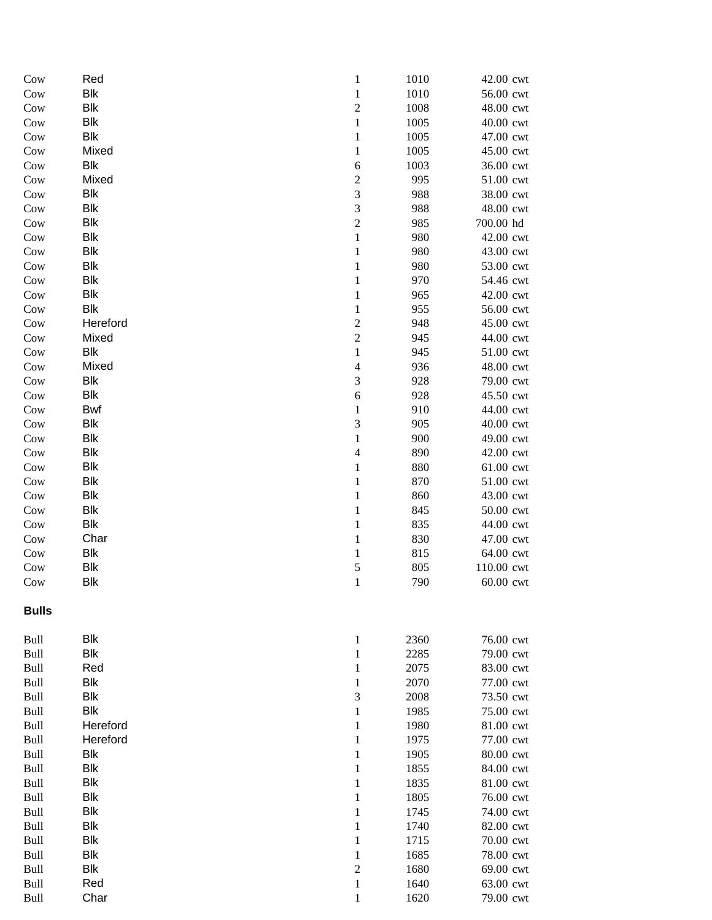| | | | | | |
|---|---|---|---|---|---|
| Cow | Red | 1 | 1010 | 42.00 | cwt |
| Cow | Blk | 1 | 1010 | 56.00 | cwt |
| Cow | Blk | 2 | 1008 | 48.00 | cwt |
| Cow | Blk | 1 | 1005 | 40.00 | cwt |
| Cow | Blk | 1 | 1005 | 47.00 | cwt |
| Cow | Mixed | 1 | 1005 | 45.00 | cwt |
| Cow | Blk | 6 | 1003 | 36.00 | cwt |
| Cow | Mixed | 2 | 995 | 51.00 | cwt |
| Cow | Blk | 3 | 988 | 38.00 | cwt |
| Cow | Blk | 3 | 988 | 48.00 | cwt |
| Cow | Blk | 2 | 985 | 700.00 | hd |
| Cow | Blk | 1 | 980 | 42.00 | cwt |
| Cow | Blk | 1 | 980 | 43.00 | cwt |
| Cow | Blk | 1 | 980 | 53.00 | cwt |
| Cow | Blk | 1 | 970 | 54.46 | cwt |
| Cow | Blk | 1 | 965 | 42.00 | cwt |
| Cow | Blk | 1 | 955 | 56.00 | cwt |
| Cow | Hereford | 2 | 948 | 45.00 | cwt |
| Cow | Mixed | 2 | 945 | 44.00 | cwt |
| Cow | Blk | 1 | 945 | 51.00 | cwt |
| Cow | Mixed | 4 | 936 | 48.00 | cwt |
| Cow | Blk | 3 | 928 | 79.00 | cwt |
| Cow | Blk | 6 | 928 | 45.50 | cwt |
| Cow | Bwf | 1 | 910 | 44.00 | cwt |
| Cow | Blk | 3 | 905 | 40.00 | cwt |
| Cow | Blk | 1 | 900 | 49.00 | cwt |
| Cow | Blk | 4 | 890 | 42.00 | cwt |
| Cow | Blk | 1 | 880 | 61.00 | cwt |
| Cow | Blk | 1 | 870 | 51.00 | cwt |
| Cow | Blk | 1 | 860 | 43.00 | cwt |
| Cow | Blk | 1 | 845 | 50.00 | cwt |
| Cow | Blk | 1 | 835 | 44.00 | cwt |
| Cow | Char | 1 | 830 | 47.00 | cwt |
| Cow | Blk | 1 | 815 | 64.00 | cwt |
| Cow | Blk | 5 | 805 | 110.00 | cwt |
| Cow | Blk | 1 | 790 | 60.00 | cwt |

**Bulls**

| | | | | | |
|---|---|---|---|---|---|
| Bull | Blk | 1 | 2360 | 76.00 | cwt |
| Bull | Blk | 1 | 2285 | 79.00 | cwt |
| Bull | Red | 1 | 2075 | 83.00 | cwt |
| Bull | Blk | 1 | 2070 | 77.00 | cwt |
| Bull | Blk | 3 | 2008 | 73.50 | cwt |
| Bull | Blk | 1 | 1985 | 75.00 | cwt |
| Bull | Hereford | 1 | 1980 | 81.00 | cwt |
| Bull | Hereford | 1 | 1975 | 77.00 | cwt |
| Bull | Blk | 1 | 1905 | 80.00 | cwt |
| Bull | Blk | 1 | 1855 | 84.00 | cwt |
| Bull | Blk | 1 | 1835 | 81.00 | cwt |
| Bull | Blk | 1 | 1805 | 76.00 | cwt |
| Bull | Blk | 1 | 1745 | 74.00 | cwt |
| Bull | Blk | 1 | 1740 | 82.00 | cwt |
| Bull | Blk | 1 | 1715 | 70.00 | cwt |
| Bull | Blk | 1 | 1685 | 78.00 | cwt |
| Bull | Blk | 2 | 1680 | 69.00 | cwt |
| Bull | Red | 1 | 1640 | 63.00 | cwt |
| Bull | Char | 1 | 1620 | 79.00 | cwt |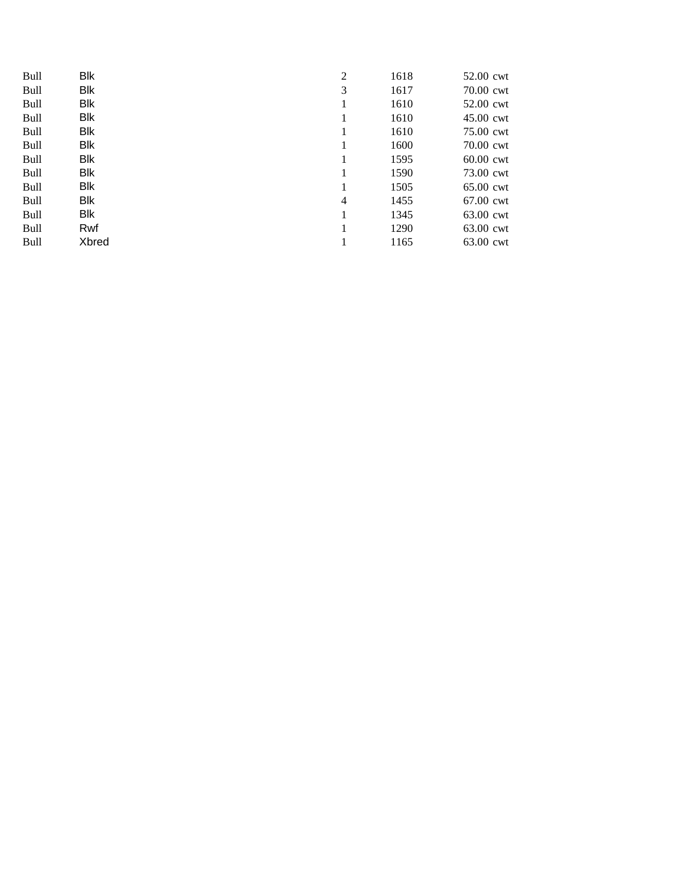| | | | | | |
|---|---|---|---|---|---|
| Bull | Blk | 2 | 1618 | 52.00 | cwt |
| Bull | Blk | 3 | 1617 | 70.00 | cwt |
| Bull | Blk | 1 | 1610 | 52.00 | cwt |
| Bull | Blk | 1 | 1610 | 45.00 | cwt |
| Bull | Blk | 1 | 1610 | 75.00 | cwt |
| Bull | Blk | 1 | 1600 | 70.00 | cwt |
| Bull | Blk | 1 | 1595 | 60.00 | cwt |
| Bull | Blk | 1 | 1590 | 73.00 | cwt |
| Bull | Blk | 1 | 1505 | 65.00 | cwt |
| Bull | Blk | 4 | 1455 | 67.00 | cwt |
| Bull | Blk | 1 | 1345 | 63.00 | cwt |
| Bull | Rwf | 1 | 1290 | 63.00 | cwt |
| Bull | Xbred | 1 | 1165 | 63.00 | cwt |